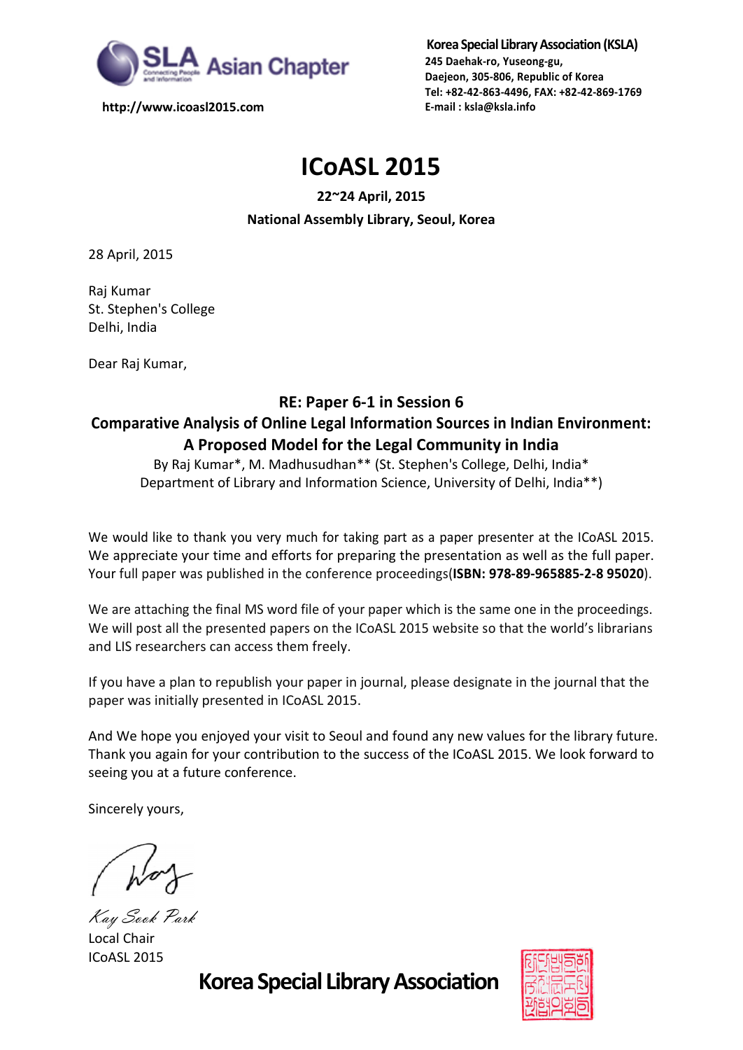SLA Asian Chapter

http://www.icoasl2015.com

**Korea Special Library Association (KSLA)**
**245 Daehak-ro, Yuseong-gu,**
**Daejeon, 305-806, Republic of Korea**
**Tel: +82-42-863-4496, FAX: +82-42-869-1769**
**E-mail : ksla@ksla.info**

# ICoASL 2015

**22~24 April, 2015**

**National Assembly Library, Seoul, Korea**

28 April, 2015

Raj Kumar
St. Stephen's College
Delhi, India

Dear Raj Kumar,

**RE: Paper 6-1 in Session 6**
**Comparative Analysis of Online Legal Information Sources in Indian Environment: A Proposed Model for the Legal Community in India**
By Raj Kumar*, M. Madhusudhan** (St. Stephen's College, Delhi, India* Department of Library and Information Science, University of Delhi, India**)

We would like to thank you very much for taking part as a paper presenter at the ICoASL 2015. We appreciate your time and efforts for preparing the presentation as well as the full paper. Your full paper was published in the conference proceedings(**ISBN: 978-89-965885-2-8 95020**).

We are attaching the final MS word file of your paper which is the same one in the proceedings. We will post all the presented papers on the ICoASL 2015 website so that the world's librarians and LIS researchers can access them freely.

If you have a plan to republish your paper in journal, please designate in the journal that the paper was initially presented in ICoASL 2015.

And We hope you enjoyed your visit to Seoul and found any new values for the library future. Thank you again for your contribution to the success of the ICoASL 2015. We look forward to seeing you at a future conference.

Sincerely yours,

*Kay Sook Park*
Local Chair
ICoASL 2015

**Korea Special Library Association**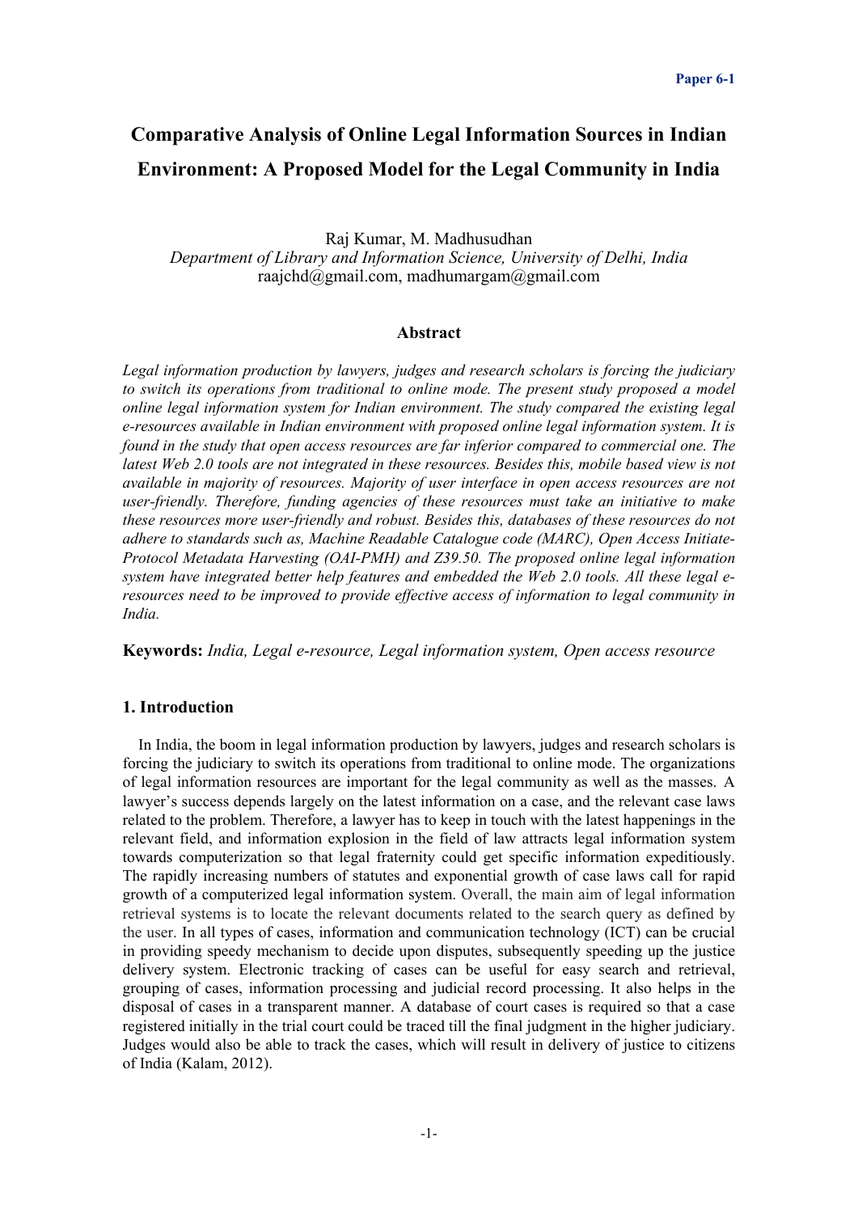# Comparative Analysis of Online Legal Information Sources in Indian Environment: A Proposed Model for the Legal Community in India

Raj Kumar, M. Madhusudhan

*Department of Library and Information Science, University of Delhi, India*

raajchd@gmail.com, madhumargam@gmail.com

## Abstract

*Legal information production by lawyers, judges and research scholars is forcing the judiciary to switch its operations from traditional to online mode. The present study proposed a model online legal information system for Indian environment. The study compared the existing legal e-resources available in Indian environment with proposed online legal information system. It is found in the study that open access resources are far inferior compared to commercial one. The latest Web 2.0 tools are not integrated in these resources. Besides this, mobile based view is not available in majority of resources. Majority of user interface in open access resources are not user-friendly. Therefore, funding agencies of these resources must take an initiative to make these resources more user-friendly and robust. Besides this, databases of these resources do not adhere to standards such as, Machine Readable Catalogue code (MARC), Open Access Initiate-Protocol Metadata Harvesting (OAI-PMH) and Z39.50. The proposed online legal information system have integrated better help features and embedded the Web 2.0 tools. All these legal e-resources need to be improved to provide effective access of information to legal community in India.*

**Keywords:** *India, Legal e-resource, Legal information system, Open access resource*

## 1. Introduction

In India, the boom in legal information production by lawyers, judges and research scholars is forcing the judiciary to switch its operations from traditional to online mode. The organizations of legal information resources are important for the legal community as well as the masses. A lawyer's success depends largely on the latest information on a case, and the relevant case laws related to the problem. Therefore, a lawyer has to keep in touch with the latest happenings in the relevant field, and information explosion in the field of law attracts legal information system towards computerization so that legal fraternity could get specific information expeditiously. The rapidly increasing numbers of statutes and exponential growth of case laws call for rapid growth of a computerized legal information system. Overall, the main aim of legal information retrieval systems is to locate the relevant documents related to the search query as defined by the user. In all types of cases, information and communication technology (ICT) can be crucial in providing speedy mechanism to decide upon disputes, subsequently speeding up the justice delivery system. Electronic tracking of cases can be useful for easy search and retrieval, grouping of cases, information processing and judicial record processing. It also helps in the disposal of cases in a transparent manner. A database of court cases is required so that a case registered initially in the trial court could be traced till the final judgment in the higher judiciary. Judges would also be able to track the cases, which will result in delivery of justice to citizens of India (Kalam, 2012).